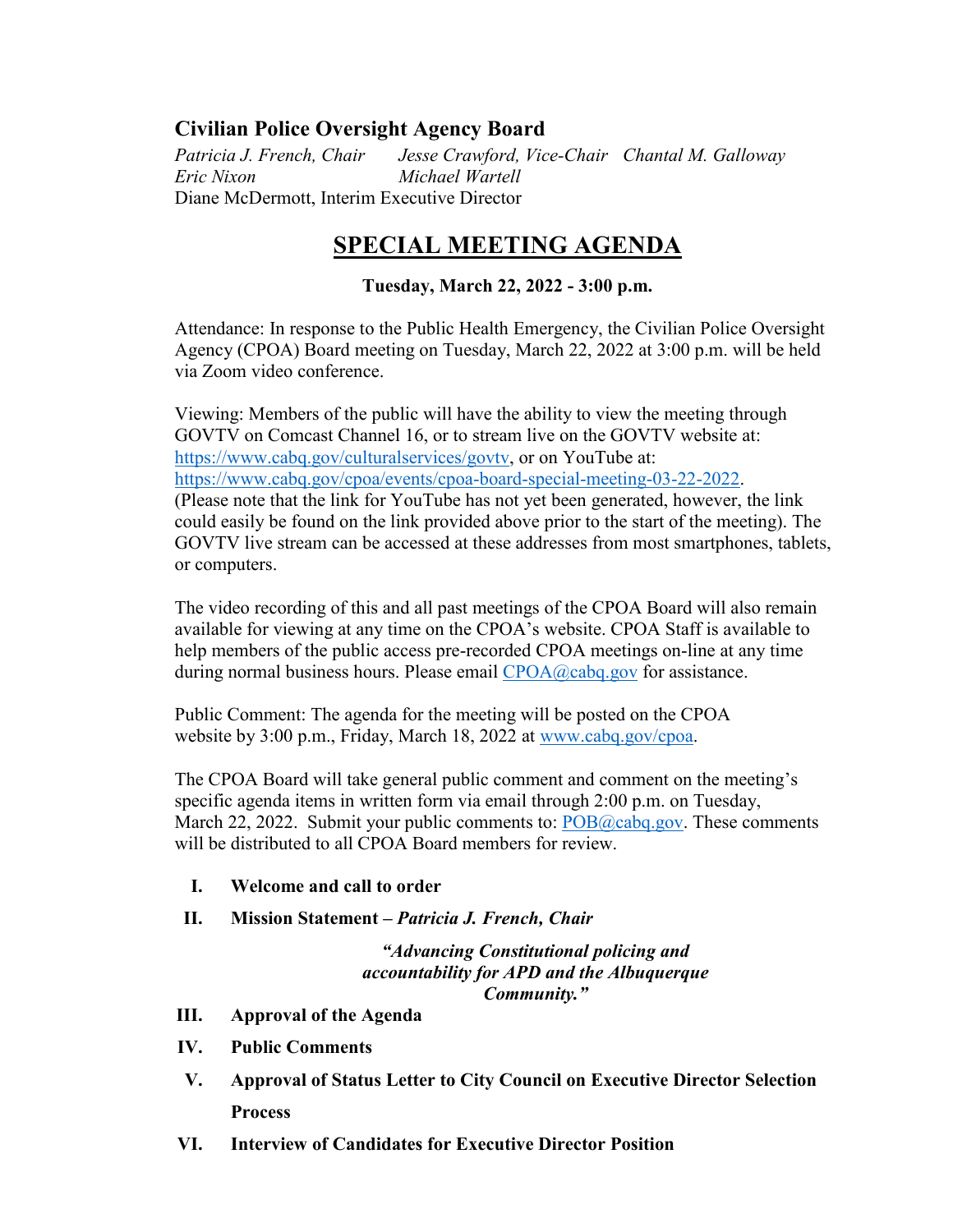## Civilian Police Oversight Agency Board

*Patricia J. French, Chair* *Jesse Crawford, Vice-Chair* *Chantal M. Galloway*
*Eric Nixon* *Michael Wartell*
Diane McDermott, Interim Executive Director

# SPECIAL MEETING AGENDA

**Tuesday, March 22, 2022 - 3:00 p.m.**

Attendance: In response to the Public Health Emergency, the Civilian Police Oversight Agency (CPOA) Board meeting on Tuesday, March 22, 2022 at 3:00 p.m. will be held via Zoom video conference.

Viewing: Members of the public will have the ability to view the meeting through GOVTV on Comcast Channel 16, or to stream live on the GOVTV website at: https://www.cabq.gov/culturalservices/govtv, or on YouTube at: https://www.cabq.gov/cpoa/events/cpoa-board-special-meeting-03-22-2022. (Please note that the link for YouTube has not yet been generated, however, the link could easily be found on the link provided above prior to the start of the meeting). The GOVTV live stream can be accessed at these addresses from most smartphones, tablets, or computers.

The video recording of this and all past meetings of the CPOA Board will also remain available for viewing at any time on the CPOA's website. CPOA Staff is available to help members of the public access pre-recorded CPOA meetings on-line at any time during normal business hours. Please email CPOA@cabq.gov for assistance.

Public Comment: The agenda for the meeting will be posted on the CPOA website by 3:00 p.m., Friday, March 18, 2022 at www.cabq.gov/cpoa.

The CPOA Board will take general public comment and comment on the meeting's specific agenda items in written form via email through 2:00 p.m. on Tuesday, March 22, 2022. Submit your public comments to: POB@cabq.gov. These comments will be distributed to all CPOA Board members for review.

I. **Welcome and call to order**

II. **Mission Statement –** ***Patricia J. French, Chair***

*"Advancing Constitutional policing and accountability for APD and the Albuquerque Community."*

III. **Approval of the Agenda**

IV. **Public Comments**

V. **Approval of Status Letter to City Council on Executive Director Selection Process**

VI. **Interview of Candidates for Executive Director Position**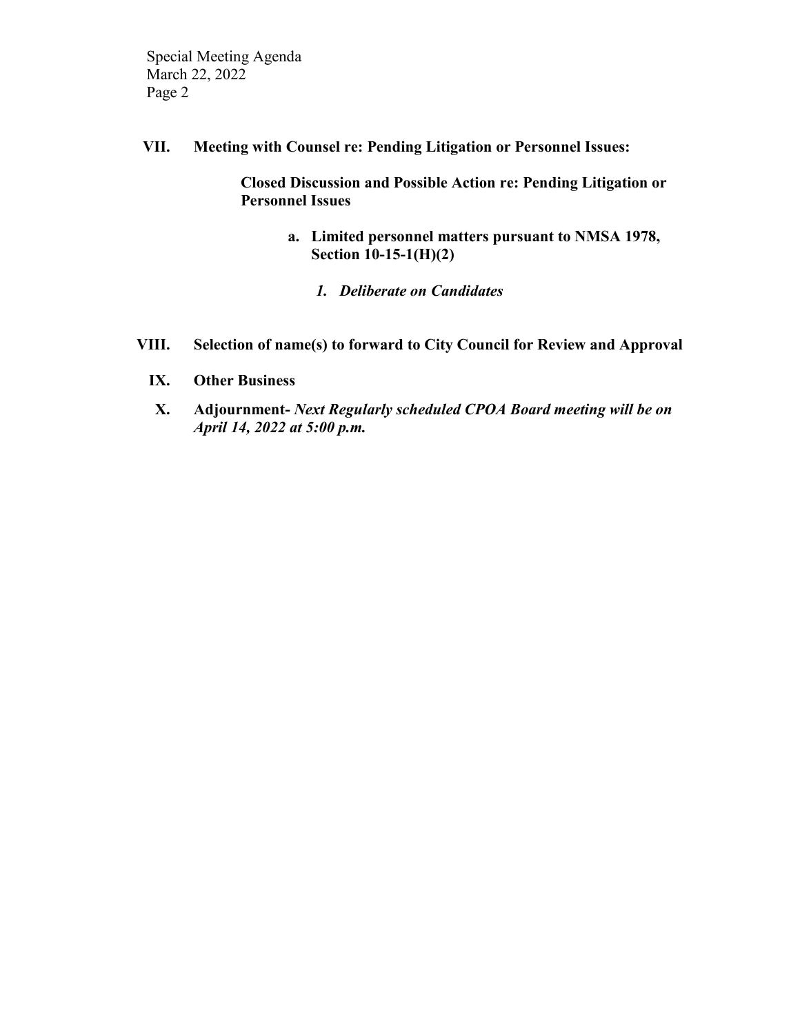**VII. Meeting with Counsel re: Pending Litigation or Personnel Issues:**

**Closed Discussion and Possible Action re: Pending Litigation or Personnel Issues**

- **a. Limited personnel matters pursuant to NMSA 1978, Section 10-15-1(H)(2)**
  - ***1. Deliberate on Candidates***

**VIII. Selection of name(s) to forward to City Council for Review and Approval**

**IX. Other Business**

**X. Adjournment-** ***Next Regularly scheduled CPOA Board meeting will be on April 14, 2022 at 5:00 p.m.***